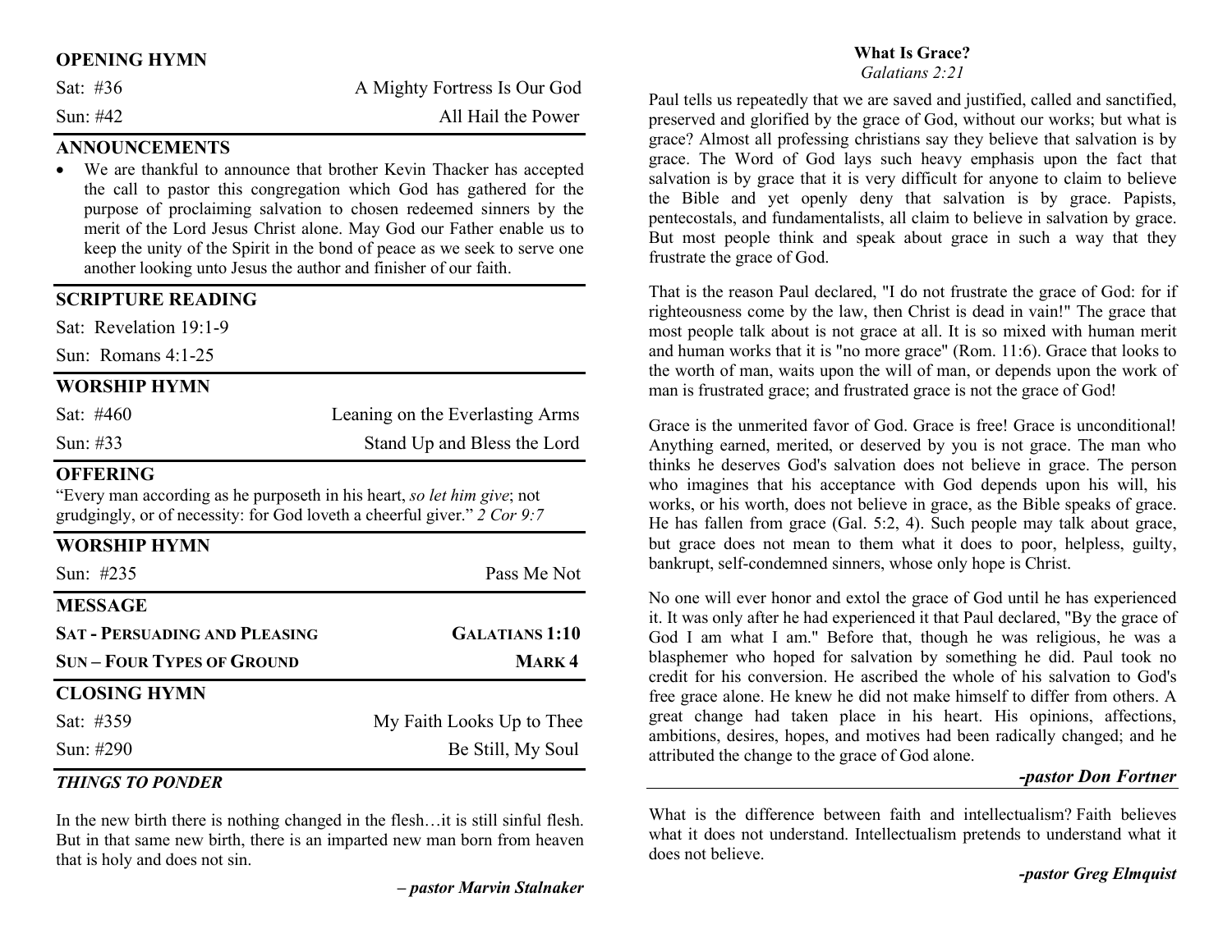## OPENING HYMN

| | |
|---|---|
| Sat: #36 | A Mighty Fortress Is Our God |
| Sun: #42 | All Hail the Power |

## ANNOUNCEMENTS

- We are thankful to announce that brother Kevin Thacker has accepted the call to pastor this congregation which God has gathered for the purpose of proclaiming salvation to chosen redeemed sinners by the merit of the Lord Jesus Christ alone. May God our Father enable us to keep the unity of the Spirit in the bond of peace as we seek to serve one another looking unto Jesus the author and finisher of our faith.

## SCRIPTURE READING

Sat: Revelation 19:1-9

Sun: Romans 4:1-25

## WORSHIP HYMN

| | |
|---|---|
| Sat: #460 | Leaning on the Everlasting Arms |
| Sun: #33 | Stand Up and Bless the Lord |

## OFFERING

"Every man according as he purposeth in his heart, *so let him give*; not grudgingly, or of necessity: for God loveth a cheerful giver." *2 Cor 9:7*

## WORSHIP HYMN

| | |
|---|---|
| Sun: #235 | Pass Me Not |

## MESSAGE

| | |
|---|---|
| **SAT - PERSUADING AND PLEASING** | **GALATIANS 1:10** |
| **SUN – FOUR TYPES OF GROUND** | **MARK 4** |

## CLOSING HYMN

| | |
|---|---|
| Sat: #359 | My Faith Looks Up to Thee |
| Sun: #290 | Be Still, My Soul |

### *THINGS TO PONDER*

In the new birth there is nothing changed in the flesh…it is still sinful flesh. But in that same new birth, there is an imparted new man born from heaven that is holy and does not sin.

***– pastor Marvin Stalnaker***

## What Is Grace?

*Galatians 2:21*

Paul tells us repeatedly that we are saved and justified, called and sanctified, preserved and glorified by the grace of God, without our works; but what is grace? Almost all professing christians say they believe that salvation is by grace. The Word of God lays such heavy emphasis upon the fact that salvation is by grace that it is very difficult for anyone to claim to believe the Bible and yet openly deny that salvation is by grace. Papists, pentecostals, and fundamentalists, all claim to believe in salvation by grace. But most people think and speak about grace in such a way that they frustrate the grace of God.

That is the reason Paul declared, "I do not frustrate the grace of God: for if righteousness come by the law, then Christ is dead in vain!" The grace that most people talk about is not grace at all. It is so mixed with human merit and human works that it is "no more grace" (Rom. 11:6). Grace that looks to the worth of man, waits upon the will of man, or depends upon the work of man is frustrated grace; and frustrated grace is not the grace of God!

Grace is the unmerited favor of God. Grace is free! Grace is unconditional! Anything earned, merited, or deserved by you is not grace. The man who thinks he deserves God's salvation does not believe in grace. The person who imagines that his acceptance with God depends upon his will, his works, or his worth, does not believe in grace, as the Bible speaks of grace. He has fallen from grace (Gal. 5:2, 4). Such people may talk about grace, but grace does not mean to them what it does to poor, helpless, guilty, bankrupt, self-condemned sinners, whose only hope is Christ.

No one will ever honor and extol the grace of God until he has experienced it. It was only after he had experienced it that Paul declared, "By the grace of God I am what I am." Before that, though he was religious, he was a blasphemer who hoped for salvation by something he did. Paul took no credit for his conversion. He ascribed the whole of his salvation to God's free grace alone. He knew he did not make himself to differ from others. A great change had taken place in his heart. His opinions, affections, ambitions, desires, hopes, and motives had been radically changed; and he attributed the change to the grace of God alone.

***-pastor Don Fortner***

---

What is the difference between faith and intellectualism? Faith believes what it does not understand. Intellectualism pretends to understand what it does not believe.

***-pastor Greg Elmquist***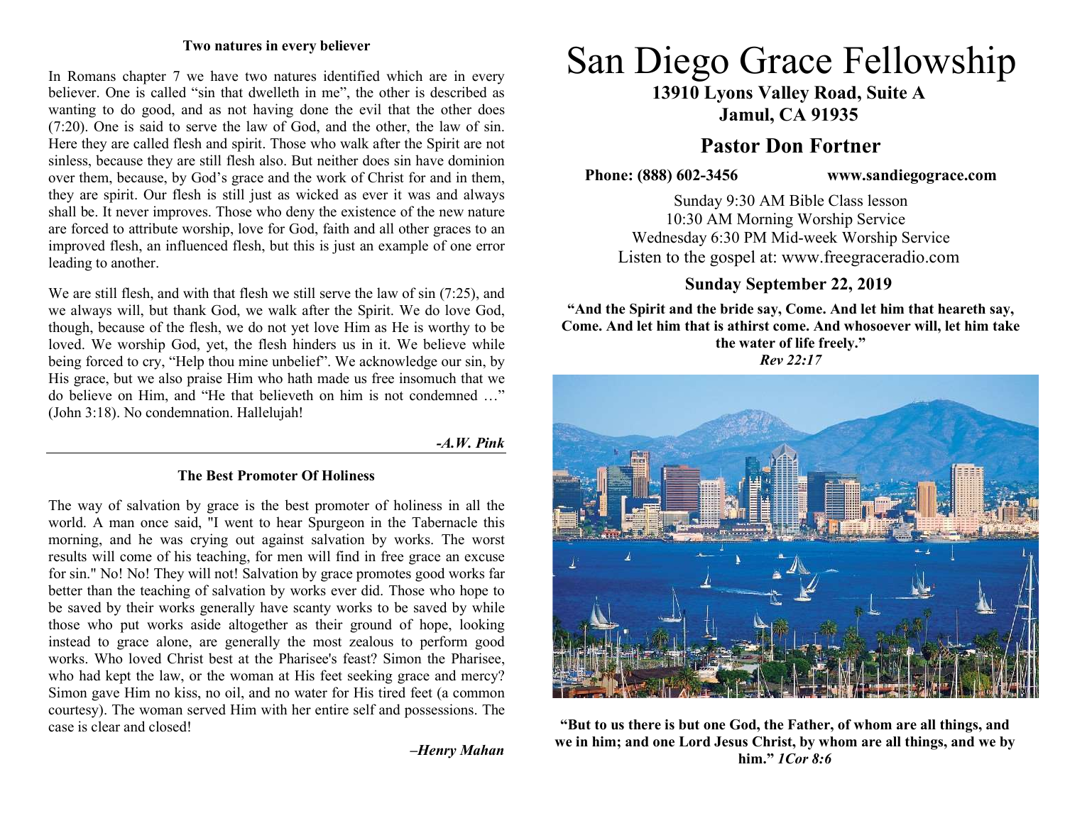### Two natures in every believer

In Romans chapter 7 we have two natures identified which are in every believer. One is called "sin that dwelleth in me", the other is described as wanting to do good, and as not having done the evil that the other does (7:20). One is said to serve the law of God, and the other, the law of sin. Here they are called flesh and spirit. Those who walk after the Spirit are not sinless, because they are still flesh also. But neither does sin have dominion over them, because, by God's grace and the work of Christ for and in them, they are spirit. Our flesh is still just as wicked as ever it was and always shall be. It never improves. Those who deny the existence of the new nature are forced to attribute worship, love for God, faith and all other graces to an improved flesh, an influenced flesh, but this is just an example of one error leading to another.

We are still flesh, and with that flesh we still serve the law of sin (7:25), and we always will, but thank God, we walk after the Spirit. We do love God, though, because of the flesh, we do not yet love Him as He is worthy to be loved. We worship God, yet, the flesh hinders us in it. We believe while being forced to cry, "Help thou mine unbelief". We acknowledge our sin, by His grace, but we also praise Him who hath made us free insomuch that we do believe on Him, and "He that believeth on him is not condemned …" (John 3:18). No condemnation. Hallelujah!

***-A.W. Pink***

---

### The Best Promoter Of Holiness

The way of salvation by grace is the best promoter of holiness in all the world. A man once said, "I went to hear Spurgeon in the Tabernacle this morning, and he was crying out against salvation by works. The worst results will come of his teaching, for men will find in free grace an excuse for sin." No! No! They will not! Salvation by grace promotes good works far better than the teaching of salvation by works ever did. Those who hope to be saved by their works generally have scanty works to be saved by while those who put works aside altogether as their ground of hope, looking instead to grace alone, are generally the most zealous to perform good works. Who loved Christ best at the Pharisee's feast? Simon the Pharisee, who had kept the law, or the woman at His feet seeking grace and mercy? Simon gave Him no kiss, no oil, and no water for His tired feet (a common courtesy). The woman served Him with her entire self and possessions. The case is clear and closed!

***–Henry Mahan***

# San Diego Grace Fellowship

**13910 Lyons Valley Road, Suite A**
**Jamul, CA 91935**

## Pastor Don Fortner

**Phone: (888) 602-3456** **www.sandiegograce.com**

Sunday 9:30 AM Bible Class lesson
10:30 AM Morning Worship Service
Wednesday 6:30 PM Mid-week Worship Service
Listen to the gospel at: www.freegraceradio.com

### Sunday September 22, 2019

**"And the Spirit and the bride say, Come. And let him that heareth say, Come. And let him that is athirst come. And whosoever will, let him take the water of life freely."**
***Rev 22:17***

**"But to us there is but one God, the Father, of whom are all things, and we in him; and one Lord Jesus Christ, by whom are all things, and we by him."** ***1Cor 8:6***